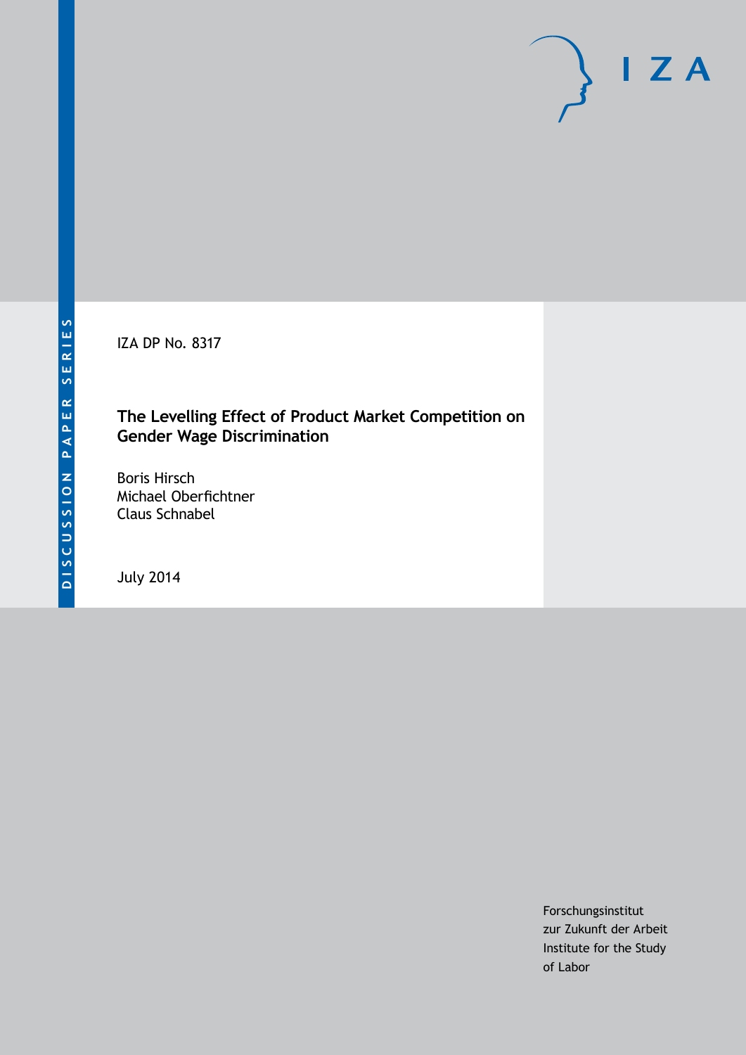DISCUSSION PAPER SERIES

IZA

IZA DP No. 8317

# The Levelling Effect of Product Market Competition on Gender Wage Discrimination

Boris Hirsch
Michael Oberfichtner
Claus Schnabel

July 2014

Forschungsinstitut
zur Zukunft der Arbeit
Institute for the Study
of Labor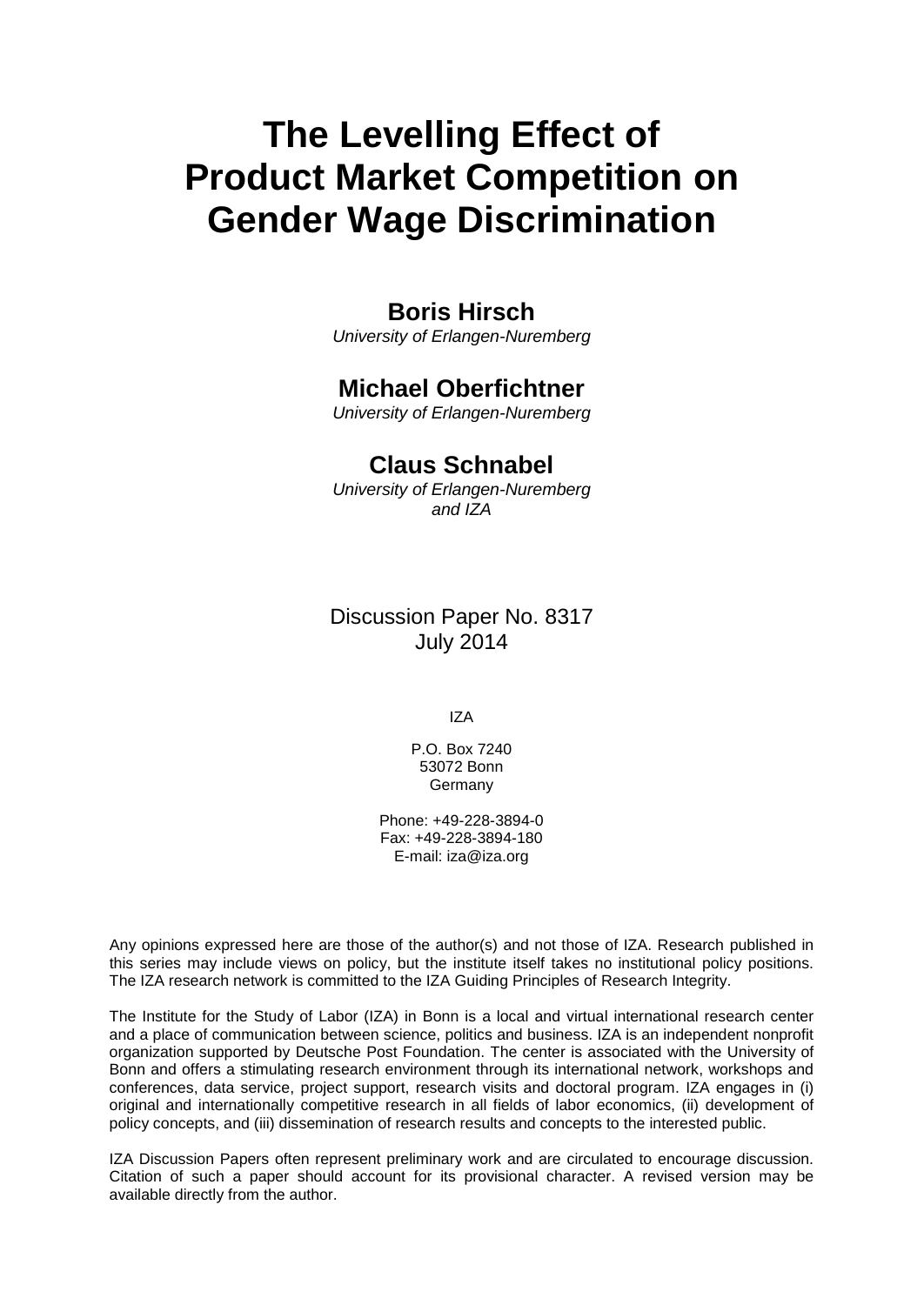# The Levelling Effect of Product Market Competition on Gender Wage Discrimination

**Boris Hirsch**
*University of Erlangen-Nuremberg*

**Michael Oberfichtner**
*University of Erlangen-Nuremberg*

**Claus Schnabel**
*University of Erlangen-Nuremberg and IZA*

Discussion Paper No. 8317
July 2014

IZA

P.O. Box 7240
53072 Bonn
Germany

Phone: +49-228-3894-0
Fax: +49-228-3894-180
E-mail: iza@iza.org

Any opinions expressed here are those of the author(s) and not those of IZA. Research published in this series may include views on policy, but the institute itself takes no institutional policy positions. The IZA research network is committed to the IZA Guiding Principles of Research Integrity.

The Institute for the Study of Labor (IZA) in Bonn is a local and virtual international research center and a place of communication between science, politics and business. IZA is an independent nonprofit organization supported by Deutsche Post Foundation. The center is associated with the University of Bonn and offers a stimulating research environment through its international network, workshops and conferences, data service, project support, research visits and doctoral program. IZA engages in (i) original and internationally competitive research in all fields of labor economics, (ii) development of policy concepts, and (iii) dissemination of research results and concepts to the interested public.

IZA Discussion Papers often represent preliminary work and are circulated to encourage discussion. Citation of such a paper should account for its provisional character. A revised version may be available directly from the author.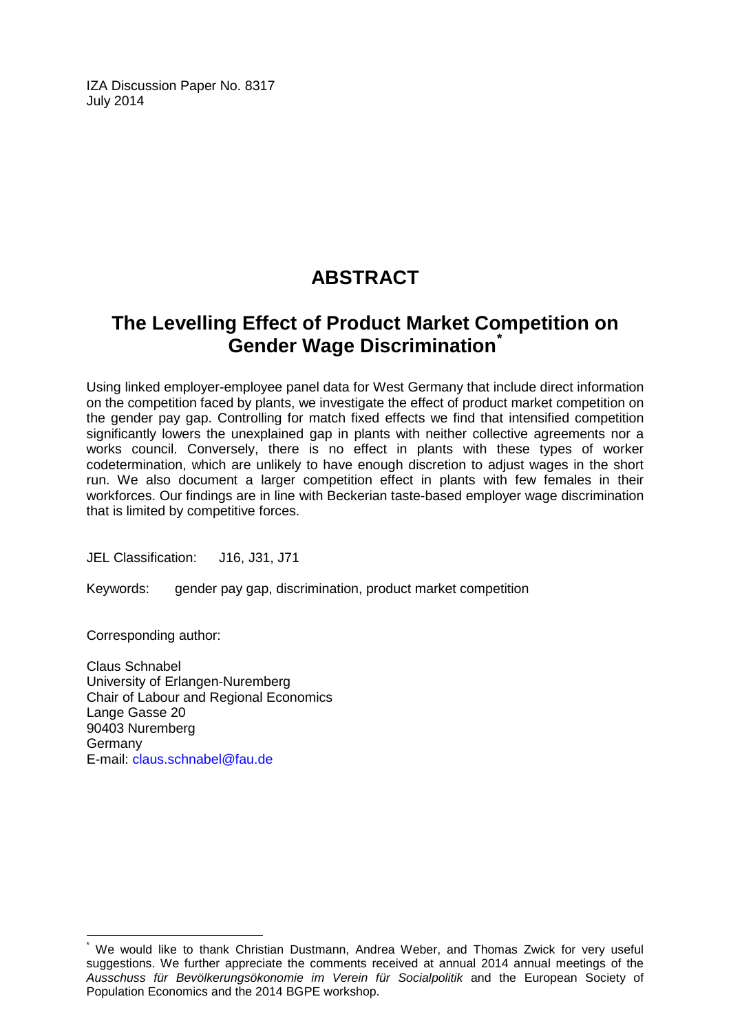IZA Discussion Paper No. 8317
July 2014

# ABSTRACT

## The Levelling Effect of Product Market Competition on Gender Wage Discrimination*

Using linked employer-employee panel data for West Germany that include direct information on the competition faced by plants, we investigate the effect of product market competition on the gender pay gap. Controlling for match fixed effects we find that intensified competition significantly lowers the unexplained gap in plants with neither collective agreements nor a works council. Conversely, there is no effect in plants with these types of worker codetermination, which are unlikely to have enough discretion to adjust wages in the short run. We also document a larger competition effect in plants with few females in their workforces. Our findings are in line with Beckerian taste-based employer wage discrimination that is limited by competitive forces.

JEL Classification: J16, J31, J71

Keywords: gender pay gap, discrimination, product market competition

Corresponding author:

Claus Schnabel
University of Erlangen-Nuremberg
Chair of Labour and Regional Economics
Lange Gasse 20
90403 Nuremberg
Germany
E-mail: claus.schnabel@fau.de

---

* We would like to thank Christian Dustmann, Andrea Weber, and Thomas Zwick for very useful suggestions. We further appreciate the comments received at annual 2014 annual meetings of the *Ausschuss für Bevölkerungsökonomie im Verein für Socialpolitik* and the European Society of Population Economics and the 2014 BGPE workshop.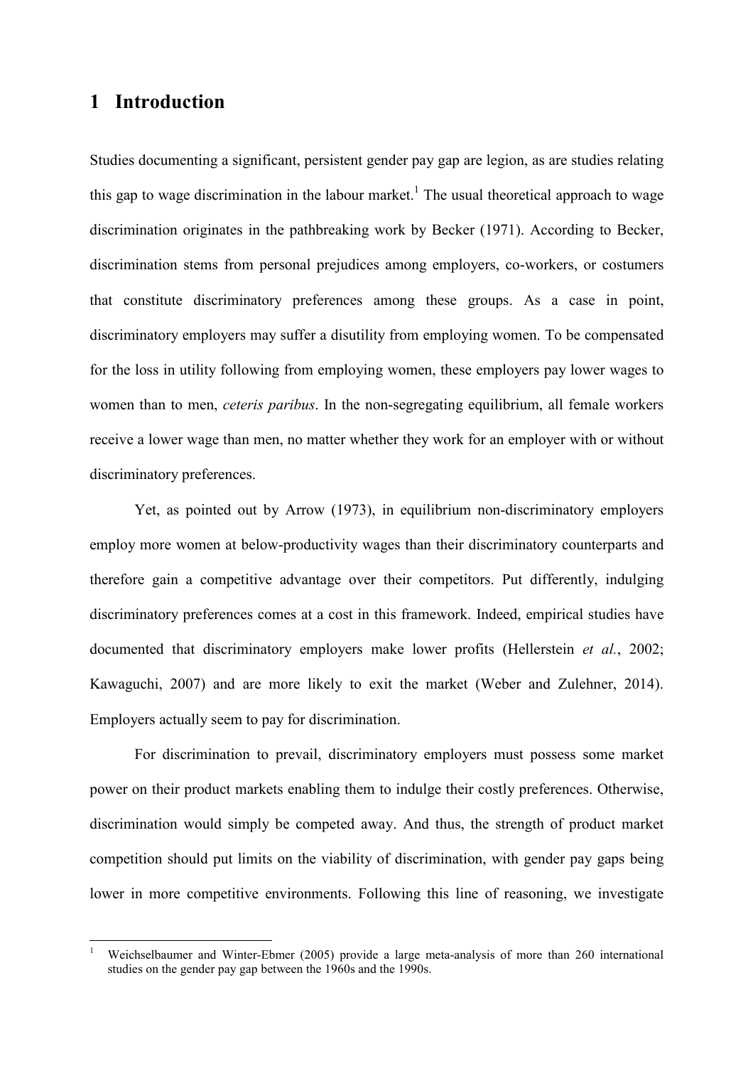# 1 Introduction

Studies documenting a significant, persistent gender pay gap are legion, as are studies relating this gap to wage discrimination in the labour market.[1] The usual theoretical approach to wage discrimination originates in the pathbreaking work by Becker (1971). According to Becker, discrimination stems from personal prejudices among employers, co-workers, or costumers that constitute discriminatory preferences among these groups. As a case in point, discriminatory employers may suffer a disutility from employing women. To be compensated for the loss in utility following from employing women, these employers pay lower wages to women than to men, *ceteris paribus*. In the non-segregating equilibrium, all female workers receive a lower wage than men, no matter whether they work for an employer with or without discriminatory preferences.

Yet, as pointed out by Arrow (1973), in equilibrium non-discriminatory employers employ more women at below-productivity wages than their discriminatory counterparts and therefore gain a competitive advantage over their competitors. Put differently, indulging discriminatory preferences comes at a cost in this framework. Indeed, empirical studies have documented that discriminatory employers make lower profits (Hellerstein *et al.*, 2002; Kawaguchi, 2007) and are more likely to exit the market (Weber and Zulehner, 2014). Employers actually seem to pay for discrimination.

For discrimination to prevail, discriminatory employers must possess some market power on their product markets enabling them to indulge their costly preferences. Otherwise, discrimination would simply be competed away. And thus, the strength of product market competition should put limits on the viability of discrimination, with gender pay gaps being lower in more competitive environments. Following this line of reasoning, we investigate

[1] Weichselbaumer and Winter-Ebmer (2005) provide a large meta-analysis of more than 260 international studies on the gender pay gap between the 1960s and the 1990s.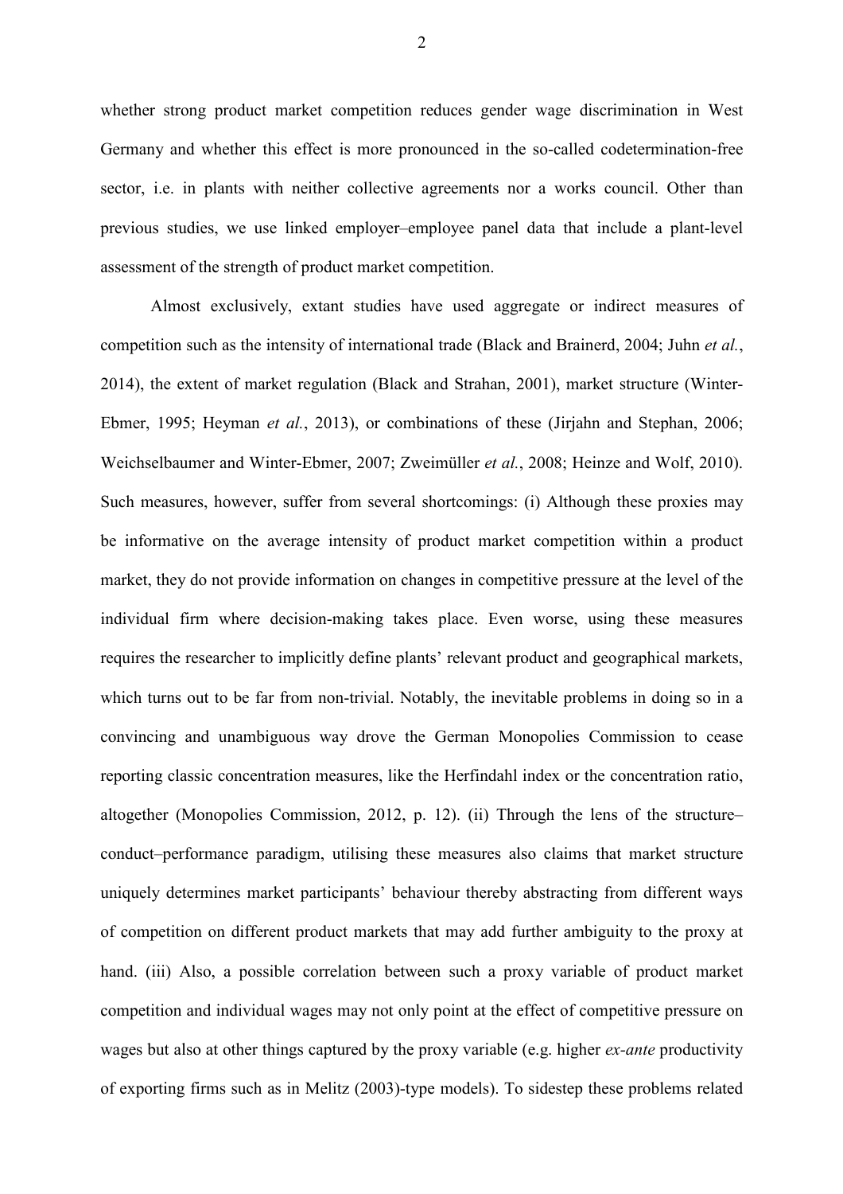whether strong product market competition reduces gender wage discrimination in West Germany and whether this effect is more pronounced in the so-called codetermination-free sector, i.e. in plants with neither collective agreements nor a works council. Other than previous studies, we use linked employer–employee panel data that include a plant-level assessment of the strength of product market competition.

Almost exclusively, extant studies have used aggregate or indirect measures of competition such as the intensity of international trade (Black and Brainerd, 2004; Juhn *et al.*, 2014), the extent of market regulation (Black and Strahan, 2001), market structure (Winter-Ebmer, 1995; Heyman *et al.*, 2013), or combinations of these (Jirjahn and Stephan, 2006; Weichselbaumer and Winter-Ebmer, 2007; Zweimüller *et al.*, 2008; Heinze and Wolf, 2010). Such measures, however, suffer from several shortcomings: (i) Although these proxies may be informative on the average intensity of product market competition within a product market, they do not provide information on changes in competitive pressure at the level of the individual firm where decision-making takes place. Even worse, using these measures requires the researcher to implicitly define plants' relevant product and geographical markets, which turns out to be far from non-trivial. Notably, the inevitable problems in doing so in a convincing and unambiguous way drove the German Monopolies Commission to cease reporting classic concentration measures, like the Herfindahl index or the concentration ratio, altogether (Monopolies Commission, 2012, p. 12). (ii) Through the lens of the structure–conduct–performance paradigm, utilising these measures also claims that market structure uniquely determines market participants' behaviour thereby abstracting from different ways of competition on different product markets that may add further ambiguity to the proxy at hand. (iii) Also, a possible correlation between such a proxy variable of product market competition and individual wages may not only point at the effect of competitive pressure on wages but also at other things captured by the proxy variable (e.g. higher *ex-ante* productivity of exporting firms such as in Melitz (2003)-type models). To sidestep these problems related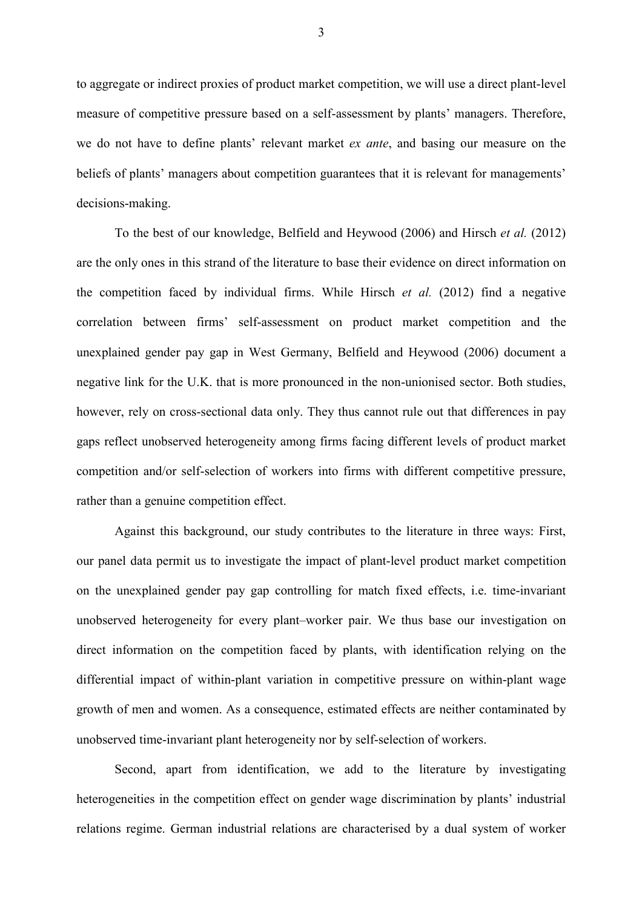to aggregate or indirect proxies of product market competition, we will use a direct plant-level measure of competitive pressure based on a self-assessment by plants' managers. Therefore, we do not have to define plants' relevant market *ex ante*, and basing our measure on the beliefs of plants' managers about competition guarantees that it is relevant for managements' decisions-making.

To the best of our knowledge, Belfield and Heywood (2006) and Hirsch *et al.* (2012) are the only ones in this strand of the literature to base their evidence on direct information on the competition faced by individual firms. While Hirsch *et al.* (2012) find a negative correlation between firms' self-assessment on product market competition and the unexplained gender pay gap in West Germany, Belfield and Heywood (2006) document a negative link for the U.K. that is more pronounced in the non-unionised sector. Both studies, however, rely on cross-sectional data only. They thus cannot rule out that differences in pay gaps reflect unobserved heterogeneity among firms facing different levels of product market competition and/or self-selection of workers into firms with different competitive pressure, rather than a genuine competition effect.

Against this background, our study contributes to the literature in three ways: First, our panel data permit us to investigate the impact of plant-level product market competition on the unexplained gender pay gap controlling for match fixed effects, i.e. time-invariant unobserved heterogeneity for every plant–worker pair. We thus base our investigation on direct information on the competition faced by plants, with identification relying on the differential impact of within-plant variation in competitive pressure on within-plant wage growth of men and women. As a consequence, estimated effects are neither contaminated by unobserved time-invariant plant heterogeneity nor by self-selection of workers.

Second, apart from identification, we add to the literature by investigating heterogeneities in the competition effect on gender wage discrimination by plants' industrial relations regime. German industrial relations are characterised by a dual system of worker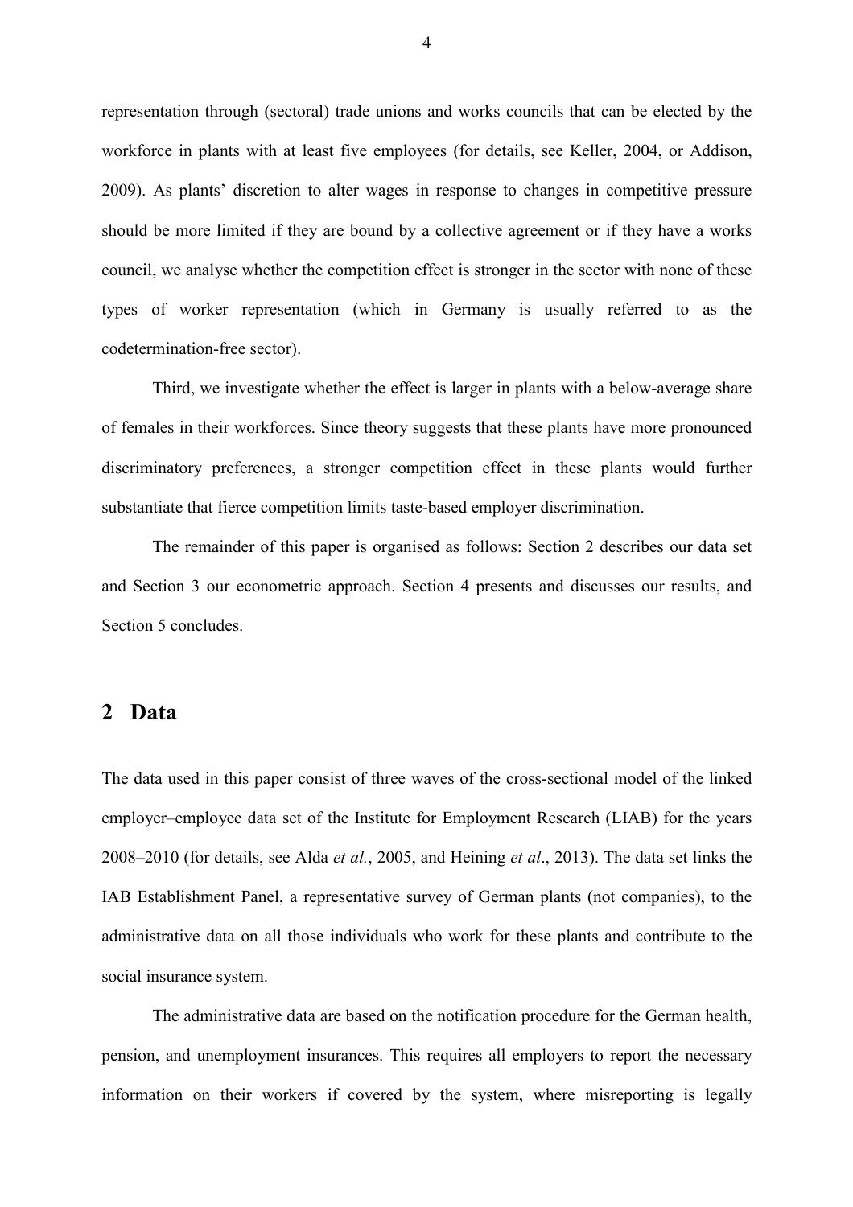representation through (sectoral) trade unions and works councils that can be elected by the workforce in plants with at least five employees (for details, see Keller, 2004, or Addison, 2009). As plants' discretion to alter wages in response to changes in competitive pressure should be more limited if they are bound by a collective agreement or if they have a works council, we analyse whether the competition effect is stronger in the sector with none of these types of worker representation (which in Germany is usually referred to as the codetermination-free sector).

Third, we investigate whether the effect is larger in plants with a below-average share of females in their workforces. Since theory suggests that these plants have more pronounced discriminatory preferences, a stronger competition effect in these plants would further substantiate that fierce competition limits taste-based employer discrimination.

The remainder of this paper is organised as follows: Section 2 describes our data set and Section 3 our econometric approach. Section 4 presents and discusses our results, and Section 5 concludes.

## 2 Data

The data used in this paper consist of three waves of the cross-sectional model of the linked employer–employee data set of the Institute for Employment Research (LIAB) for the years 2008–2010 (for details, see Alda *et al.*, 2005, and Heining *et al*., 2013). The data set links the IAB Establishment Panel, a representative survey of German plants (not companies), to the administrative data on all those individuals who work for these plants and contribute to the social insurance system.

The administrative data are based on the notification procedure for the German health, pension, and unemployment insurances. This requires all employers to report the necessary information on their workers if covered by the system, where misreporting is legally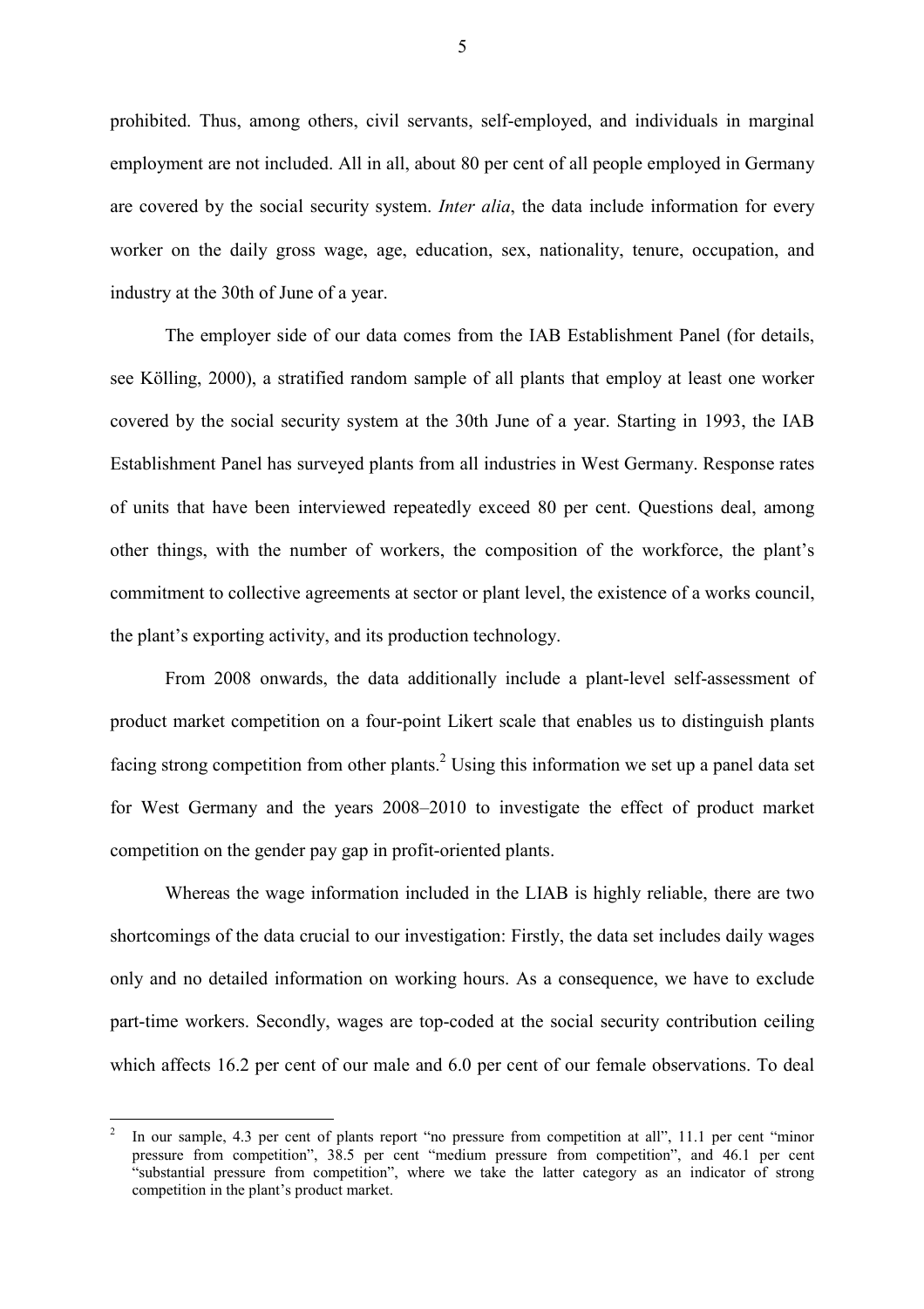prohibited. Thus, among others, civil servants, self-employed, and individuals in marginal employment are not included. All in all, about 80 per cent of all people employed in Germany are covered by the social security system. *Inter alia*, the data include information for every worker on the daily gross wage, age, education, sex, nationality, tenure, occupation, and industry at the 30th of June of a year.

The employer side of our data comes from the IAB Establishment Panel (for details, see Kölling, 2000), a stratified random sample of all plants that employ at least one worker covered by the social security system at the 30th June of a year. Starting in 1993, the IAB Establishment Panel has surveyed plants from all industries in West Germany. Response rates of units that have been interviewed repeatedly exceed 80 per cent. Questions deal, among other things, with the number of workers, the composition of the workforce, the plant's commitment to collective agreements at sector or plant level, the existence of a works council, the plant's exporting activity, and its production technology.

From 2008 onwards, the data additionally include a plant-level self-assessment of product market competition on a four-point Likert scale that enables us to distinguish plants facing strong competition from other plants.[2] Using this information we set up a panel data set for West Germany and the years 2008–2010 to investigate the effect of product market competition on the gender pay gap in profit-oriented plants.

Whereas the wage information included in the LIAB is highly reliable, there are two shortcomings of the data crucial to our investigation: Firstly, the data set includes daily wages only and no detailed information on working hours. As a consequence, we have to exclude part-time workers. Secondly, wages are top-coded at the social security contribution ceiling which affects 16.2 per cent of our male and 6.0 per cent of our female observations. To deal

[2] In our sample, 4.3 per cent of plants report "no pressure from competition at all", 11.1 per cent "minor pressure from competition", 38.5 per cent "medium pressure from competition", and 46.1 per cent "substantial pressure from competition", where we take the latter category as an indicator of strong competition in the plant's product market.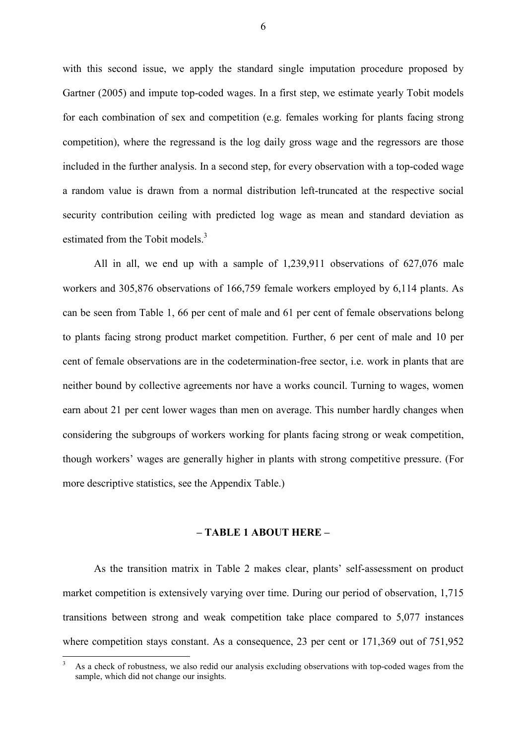with this second issue, we apply the standard single imputation procedure proposed by Gartner (2005) and impute top-coded wages. In a first step, we estimate yearly Tobit models for each combination of sex and competition (e.g. females working for plants facing strong competition), where the regressand is the log daily gross wage and the regressors are those included in the further analysis. In a second step, for every observation with a top-coded wage a random value is drawn from a normal distribution left-truncated at the respective social security contribution ceiling with predicted log wage as mean and standard deviation as estimated from the Tobit models.[3]

All in all, we end up with a sample of 1,239,911 observations of 627,076 male workers and 305,876 observations of 166,759 female workers employed by 6,114 plants. As can be seen from Table 1, 66 per cent of male and 61 per cent of female observations belong to plants facing strong product market competition. Further, 6 per cent of male and 10 per cent of female observations are in the codetermination-free sector, i.e. work in plants that are neither bound by collective agreements nor have a works council. Turning to wages, women earn about 21 per cent lower wages than men on average. This number hardly changes when considering the subgroups of workers working for plants facing strong or weak competition, though workers' wages are generally higher in plants with strong competitive pressure. (For more descriptive statistics, see the Appendix Table.)

**– TABLE 1 ABOUT HERE –**

As the transition matrix in Table 2 makes clear, plants' self-assessment on product market competition is extensively varying over time. During our period of observation, 1,715 transitions between strong and weak competition take place compared to 5,077 instances where competition stays constant. As a consequence, 23 per cent or 171,369 out of 751,952

[3] As a check of robustness, we also redid our analysis excluding observations with top-coded wages from the sample, which did not change our insights.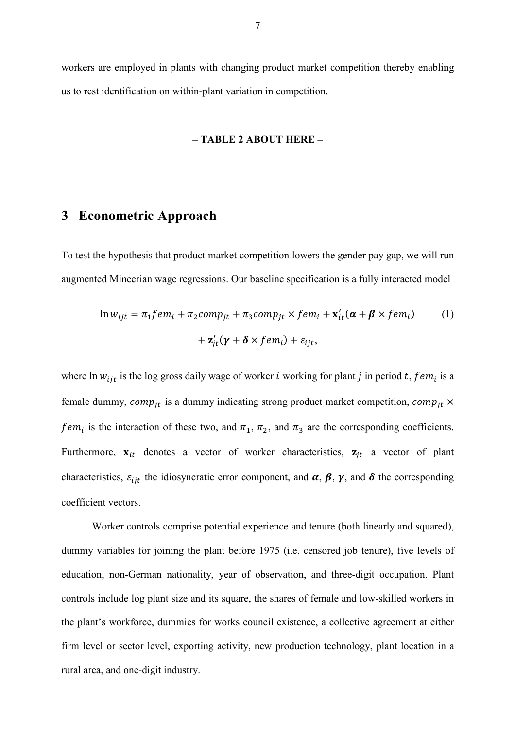workers are employed in plants with changing product market competition thereby enabling us to rest identification on within-plant variation in competition.

**– TABLE 2 ABOUT HERE –**

# 3 Econometric Approach

To test the hypothesis that product market competition lowers the gender pay gap, we will run augmented Mincerian wage regressions. Our baseline specification is a fully interacted model

$$\ln w_{ijt} = \pi_1 fem_i + \pi_2 comp_{jt} + \pi_3 comp_{jt} \times fem_i + \mathbf{x}_{it}'(\boldsymbol{\alpha} + \boldsymbol{\beta} \times fem_i) \quad (1)$$
$$+ \mathbf{z}_{jt}'(\boldsymbol{\gamma} + \boldsymbol{\delta} \times fem_i) + \varepsilon_{ijt},$$

where $\ln w_{ijt}$ is the log gross daily wage of worker $i$ working for plant $j$ in period $t$, $fem_i$ is a female dummy, $comp_{jt}$ is a dummy indicating strong product market competition, $comp_{jt} \times fem_i$ is the interaction of these two, and $\pi_1$, $\pi_2$, and $\pi_3$ are the corresponding coefficients. Furthermore, $\mathbf{x}_{it}$ denotes a vector of worker characteristics, $\mathbf{z}_{jt}$ a vector of plant characteristics, $\varepsilon_{ijt}$ the idiosyncratic error component, and $\boldsymbol{\alpha}$, $\boldsymbol{\beta}$, $\boldsymbol{\gamma}$, and $\boldsymbol{\delta}$ the corresponding coefficient vectors.

Worker controls comprise potential experience and tenure (both linearly and squared), dummy variables for joining the plant before 1975 (i.e. censored job tenure), five levels of education, non-German nationality, year of observation, and three-digit occupation. Plant controls include log plant size and its square, the shares of female and low-skilled workers in the plant's workforce, dummies for works council existence, a collective agreement at either firm level or sector level, exporting activity, new production technology, plant location in a rural area, and one-digit industry.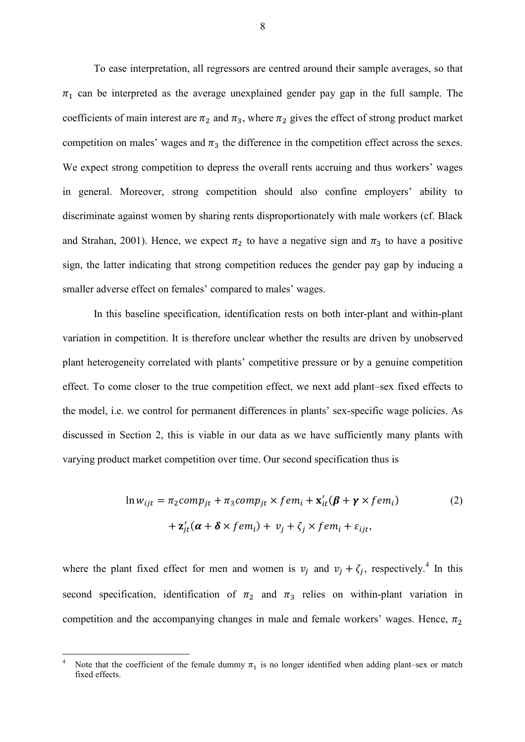To ease interpretation, all regressors are centred around their sample averages, so that $\pi_1$ can be interpreted as the average unexplained gender pay gap in the full sample. The coefficients of main interest are $\pi_2$ and $\pi_3$, where $\pi_2$ gives the effect of strong product market competition on males' wages and $\pi_3$ the difference in the competition effect across the sexes. We expect strong competition to depress the overall rents accruing and thus workers' wages in general. Moreover, strong competition should also confine employers' ability to discriminate against women by sharing rents disproportionately with male workers (cf. Black and Strahan, 2001). Hence, we expect $\pi_2$ to have a negative sign and $\pi_3$ to have a positive sign, the latter indicating that strong competition reduces the gender pay gap by inducing a smaller adverse effect on females' compared to males' wages.

In this baseline specification, identification rests on both inter-plant and within-plant variation in competition. It is therefore unclear whether the results are driven by unobserved plant heterogeneity correlated with plants' competitive pressure or by a genuine competition effect. To come closer to the true competition effect, we next add plant–sex fixed effects to the model, i.e. we control for permanent differences in plants' sex-specific wage policies. As discussed in Section 2, this is viable in our data as we have sufficiently many plants with varying product market competition over time. Our second specification thus is

$$\ln w_{ijt} = \pi_2 comp_{jt} + \pi_3 comp_{jt} \times fem_i + \mathbf{x}'_{it}(\boldsymbol{\beta} + \boldsymbol{\gamma} \times fem_i) + \mathbf{z}'_{jt}(\boldsymbol{\alpha} + \boldsymbol{\delta} \times fem_i) + v_j + \zeta_j \times fem_i + \varepsilon_{ijt}, \tag{2}$$

where the plant fixed effect for men and women is $v_j$ and $v_j + \zeta_j$, respectively.[4] In this second specification, identification of $\pi_2$ and $\pi_3$ relies on within-plant variation in competition and the accompanying changes in male and female workers' wages. Hence, $\pi_2$

[4] Note that the coefficient of the female dummy $\pi_1$ is no longer identified when adding plant–sex or match fixed effects.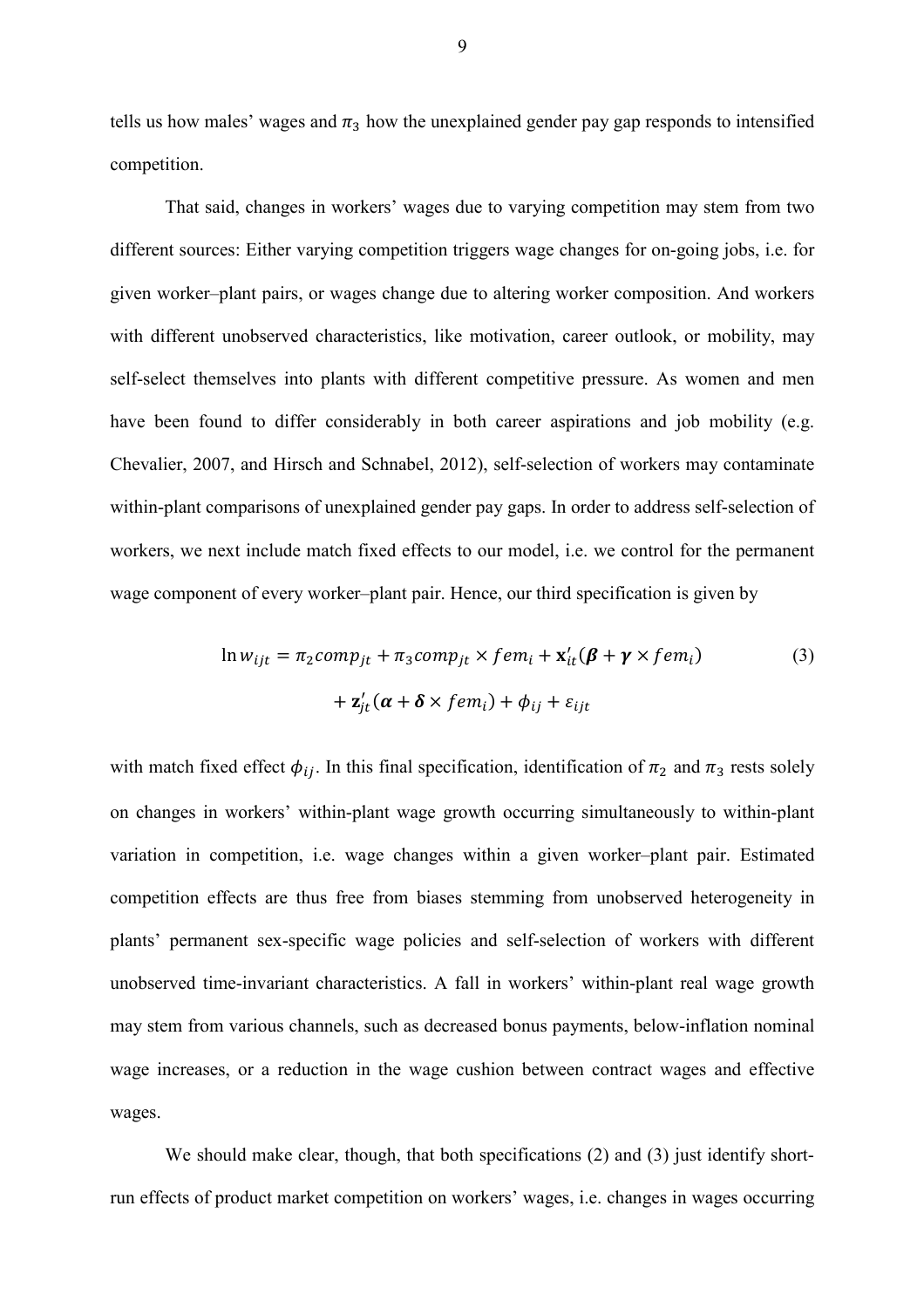tells us how males' wages and $\pi_3$ how the unexplained gender pay gap responds to intensified competition.

That said, changes in workers' wages due to varying competition may stem from two different sources: Either varying competition triggers wage changes for on-going jobs, i.e. for given worker–plant pairs, or wages change due to altering worker composition. And workers with different unobserved characteristics, like motivation, career outlook, or mobility, may self-select themselves into plants with different competitive pressure. As women and men have been found to differ considerably in both career aspirations and job mobility (e.g. Chevalier, 2007, and Hirsch and Schnabel, 2012), self-selection of workers may contaminate within-plant comparisons of unexplained gender pay gaps. In order to address self-selection of workers, we next include match fixed effects to our model, i.e. we control for the permanent wage component of every worker–plant pair. Hence, our third specification is given by

$$\ln w_{ijt} = \pi_2 comp_{jt} + \pi_3 comp_{jt} \times fem_i + \mathbf{x}'_{it}(\boldsymbol{\beta} + \boldsymbol{\gamma} \times fem_i) \qquad (3)$$
$$+ \mathbf{z}'_{jt}(\boldsymbol{\alpha} + \boldsymbol{\delta} \times fem_i) + \phi_{ij} + \varepsilon_{ijt}$$

with match fixed effect $\phi_{ij}$. In this final specification, identification of $\pi_2$ and $\pi_3$ rests solely on changes in workers' within-plant wage growth occurring simultaneously to within-plant variation in competition, i.e. wage changes within a given worker–plant pair. Estimated competition effects are thus free from biases stemming from unobserved heterogeneity in plants' permanent sex-specific wage policies and self-selection of workers with different unobserved time-invariant characteristics. A fall in workers' within-plant real wage growth may stem from various channels, such as decreased bonus payments, below-inflation nominal wage increases, or a reduction in the wage cushion between contract wages and effective wages.

We should make clear, though, that both specifications (2) and (3) just identify short-run effects of product market competition on workers' wages, i.e. changes in wages occurring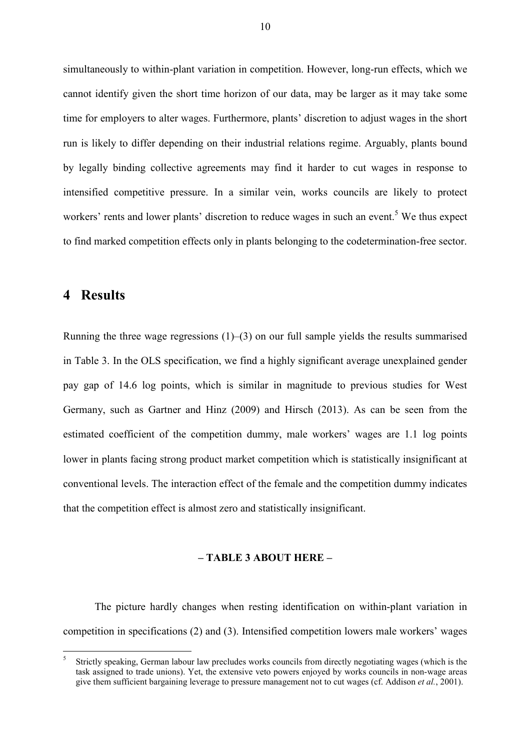simultaneously to within-plant variation in competition. However, long-run effects, which we cannot identify given the short time horizon of our data, may be larger as it may take some time for employers to alter wages. Furthermore, plants' discretion to adjust wages in the short run is likely to differ depending on their industrial relations regime. Arguably, plants bound by legally binding collective agreements may find it harder to cut wages in response to intensified competitive pressure. In a similar vein, works councils are likely to protect workers' rents and lower plants' discretion to reduce wages in such an event.[5] We thus expect to find marked competition effects only in plants belonging to the codetermination-free sector.

# 4 Results

Running the three wage regressions (1)–(3) on our full sample yields the results summarised in Table 3. In the OLS specification, we find a highly significant average unexplained gender pay gap of 14.6 log points, which is similar in magnitude to previous studies for West Germany, such as Gartner and Hinz (2009) and Hirsch (2013). As can be seen from the estimated coefficient of the competition dummy, male workers' wages are 1.1 log points lower in plants facing strong product market competition which is statistically insignificant at conventional levels. The interaction effect of the female and the competition dummy indicates that the competition effect is almost zero and statistically insignificant.

**– TABLE 3 ABOUT HERE –**

The picture hardly changes when resting identification on within-plant variation in competition in specifications (2) and (3). Intensified competition lowers male workers' wages

[5] Strictly speaking, German labour law precludes works councils from directly negotiating wages (which is the task assigned to trade unions). Yet, the extensive veto powers enjoyed by works councils in non-wage areas give them sufficient bargaining leverage to pressure management not to cut wages (cf. Addison *et al.*, 2001).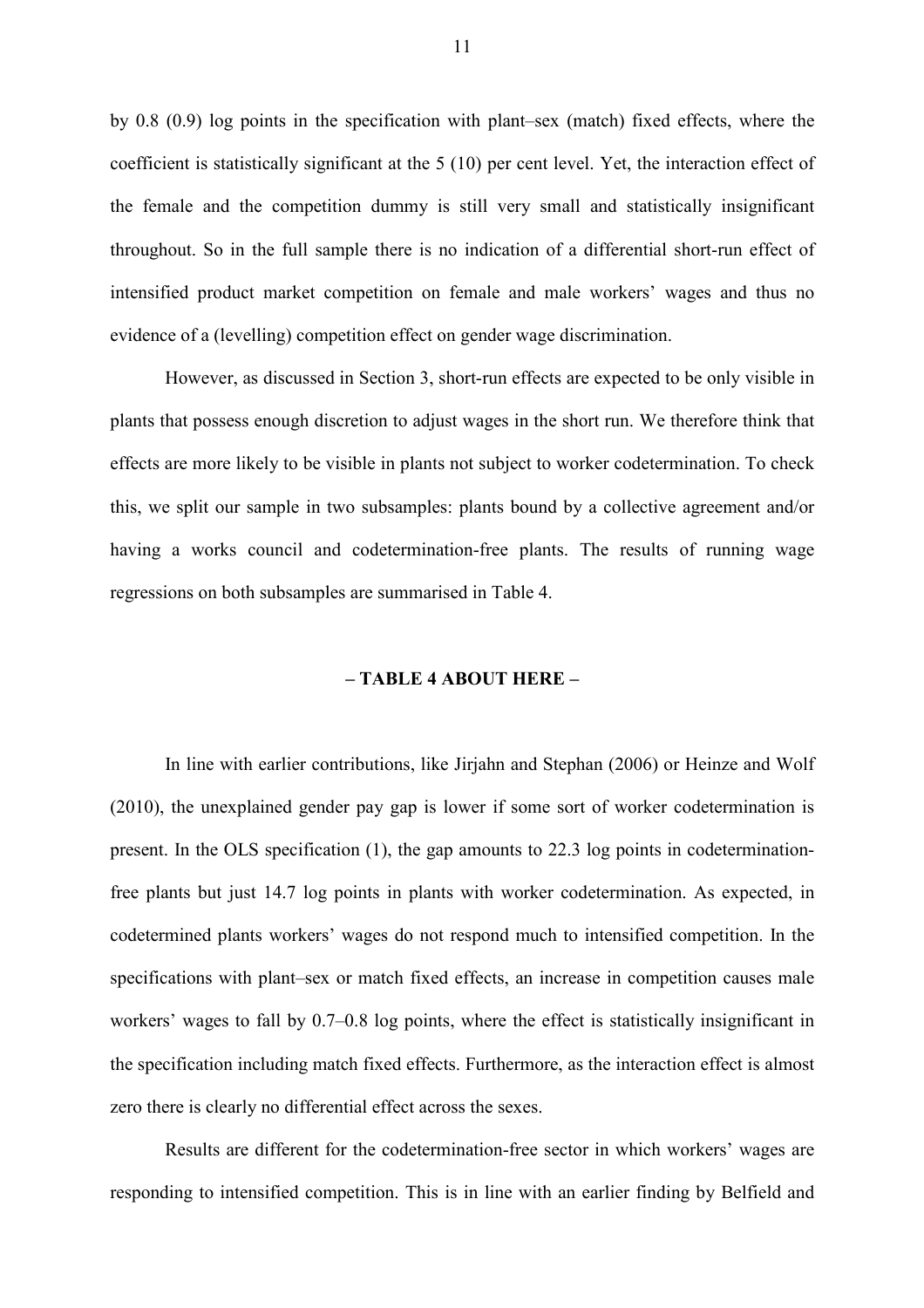by 0.8 (0.9) log points in the specification with plant–sex (match) fixed effects, where the coefficient is statistically significant at the 5 (10) per cent level. Yet, the interaction effect of the female and the competition dummy is still very small and statistically insignificant throughout. So in the full sample there is no indication of a differential short-run effect of intensified product market competition on female and male workers' wages and thus no evidence of a (levelling) competition effect on gender wage discrimination.

However, as discussed in Section 3, short-run effects are expected to be only visible in plants that possess enough discretion to adjust wages in the short run. We therefore think that effects are more likely to be visible in plants not subject to worker codetermination. To check this, we split our sample in two subsamples: plants bound by a collective agreement and/or having a works council and codetermination-free plants. The results of running wage regressions on both subsamples are summarised in Table 4.

**– TABLE 4 ABOUT HERE –**

In line with earlier contributions, like Jirjahn and Stephan (2006) or Heinze and Wolf (2010), the unexplained gender pay gap is lower if some sort of worker codetermination is present. In the OLS specification (1), the gap amounts to 22.3 log points in codetermination-free plants but just 14.7 log points in plants with worker codetermination. As expected, in codetermined plants workers' wages do not respond much to intensified competition. In the specifications with plant–sex or match fixed effects, an increase in competition causes male workers' wages to fall by 0.7–0.8 log points, where the effect is statistically insignificant in the specification including match fixed effects. Furthermore, as the interaction effect is almost zero there is clearly no differential effect across the sexes.

Results are different for the codetermination-free sector in which workers' wages are responding to intensified competition. This is in line with an earlier finding by Belfield and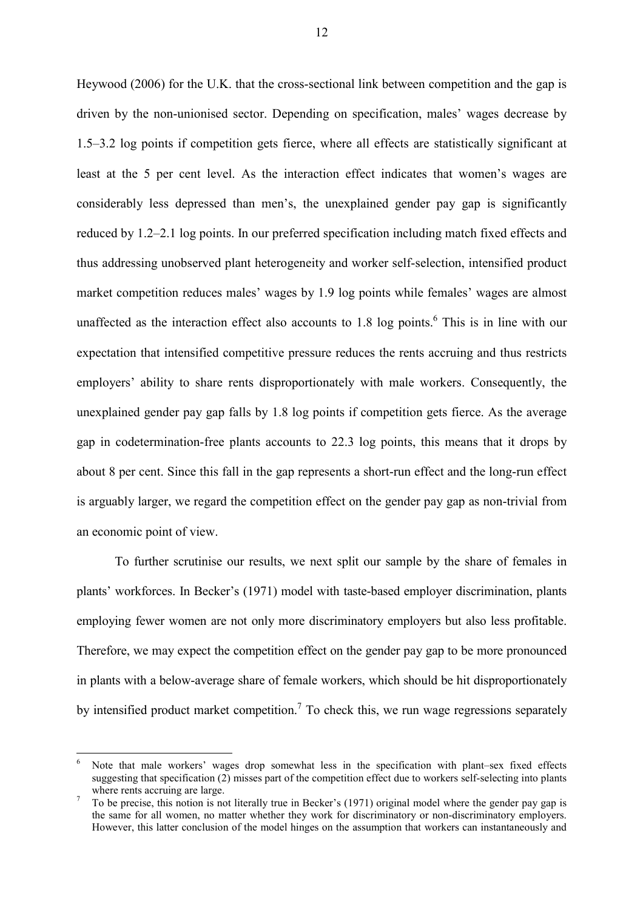Heywood (2006) for the U.K. that the cross-sectional link between competition and the gap is driven by the non-unionised sector. Depending on specification, males' wages decrease by 1.5–3.2 log points if competition gets fierce, where all effects are statistically significant at least at the 5 per cent level. As the interaction effect indicates that women's wages are considerably less depressed than men's, the unexplained gender pay gap is significantly reduced by 1.2–2.1 log points. In our preferred specification including match fixed effects and thus addressing unobserved plant heterogeneity and worker self-selection, intensified product market competition reduces males' wages by 1.9 log points while females' wages are almost unaffected as the interaction effect also accounts to 1.8 log points.[6] This is in line with our expectation that intensified competitive pressure reduces the rents accruing and thus restricts employers' ability to share rents disproportionately with male workers. Consequently, the unexplained gender pay gap falls by 1.8 log points if competition gets fierce. As the average gap in codetermination-free plants accounts to 22.3 log points, this means that it drops by about 8 per cent. Since this fall in the gap represents a short-run effect and the long-run effect is arguably larger, we regard the competition effect on the gender pay gap as non-trivial from an economic point of view.

To further scrutinise our results, we next split our sample by the share of females in plants' workforces. In Becker's (1971) model with taste-based employer discrimination, plants employing fewer women are not only more discriminatory employers but also less profitable. Therefore, we may expect the competition effect on the gender pay gap to be more pronounced in plants with a below-average share of female workers, which should be hit disproportionately by intensified product market competition.[7] To check this, we run wage regressions separately

---

[6] Note that male workers' wages drop somewhat less in the specification with plant–sex fixed effects suggesting that specification (2) misses part of the competition effect due to workers self-selecting into plants where rents accruing are large.

[7] To be precise, this notion is not literally true in Becker's (1971) original model where the gender pay gap is the same for all women, no matter whether they work for discriminatory or non-discriminatory employers. However, this latter conclusion of the model hinges on the assumption that workers can instantaneously and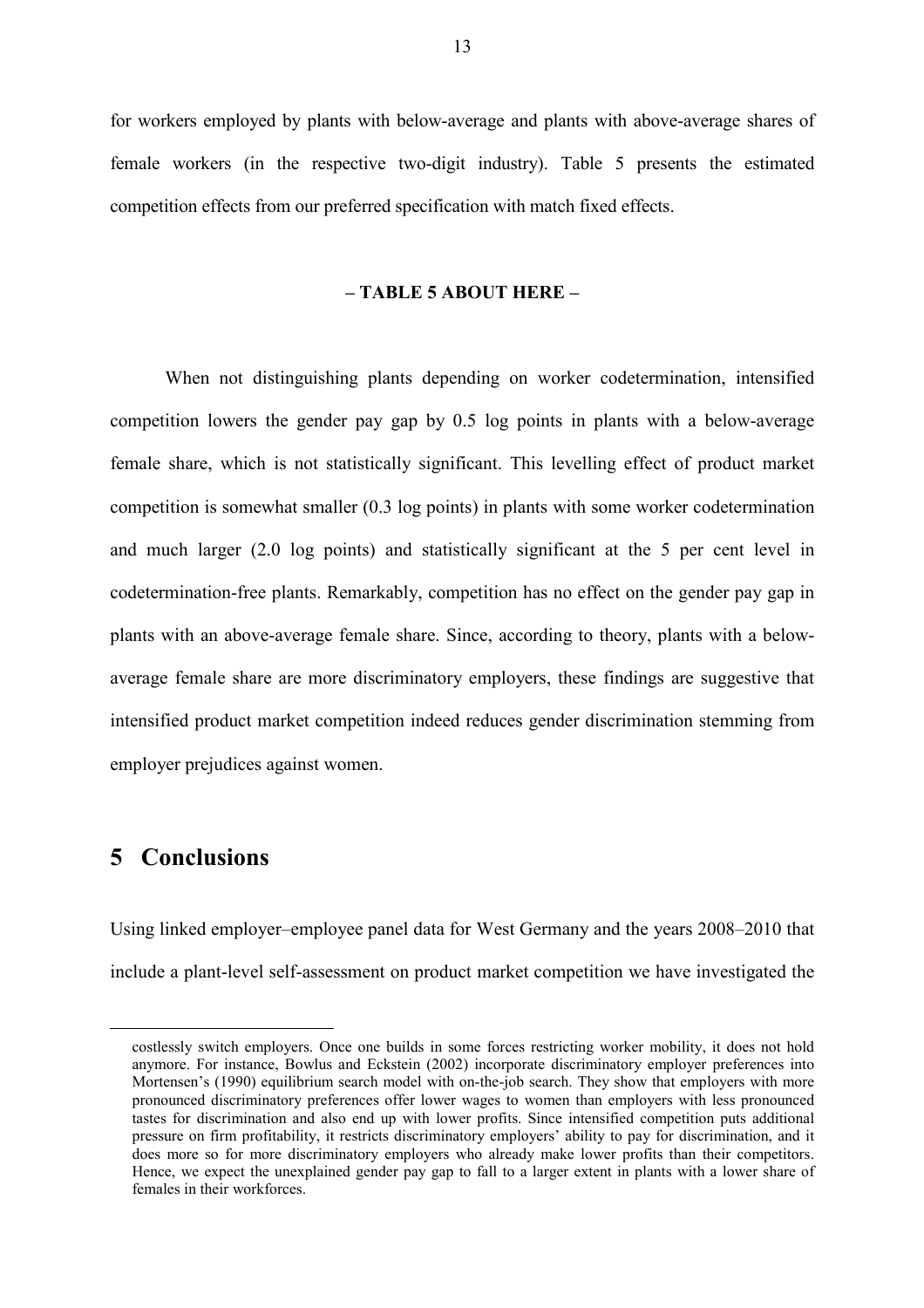for workers employed by plants with below-average and plants with above-average shares of female workers (in the respective two-digit industry). Table 5 presents the estimated competition effects from our preferred specification with match fixed effects.

**– TABLE 5 ABOUT HERE –**

When not distinguishing plants depending on worker codetermination, intensified competition lowers the gender pay gap by 0.5 log points in plants with a below-average female share, which is not statistically significant. This levelling effect of product market competition is somewhat smaller (0.3 log points) in plants with some worker codetermination and much larger (2.0 log points) and statistically significant at the 5 per cent level in codetermination-free plants. Remarkably, competition has no effect on the gender pay gap in plants with an above-average female share. Since, according to theory, plants with a below-average female share are more discriminatory employers, these findings are suggestive that intensified product market competition indeed reduces gender discrimination stemming from employer prejudices against women.

# 5 Conclusions

Using linked employer–employee panel data for West Germany and the years 2008–2010 that include a plant-level self-assessment on product market competition we have investigated the

costlessly switch employers. Once one builds in some forces restricting worker mobility, it does not hold anymore. For instance, Bowlus and Eckstein (2002) incorporate discriminatory employer preferences into Mortensen's (1990) equilibrium search model with on-the-job search. They show that employers with more pronounced discriminatory preferences offer lower wages to women than employers with less pronounced tastes for discrimination and also end up with lower profits. Since intensified competition puts additional pressure on firm profitability, it restricts discriminatory employers' ability to pay for discrimination, and it does more so for more discriminatory employers who already make lower profits than their competitors. Hence, we expect the unexplained gender pay gap to fall to a larger extent in plants with a lower share of females in their workforces.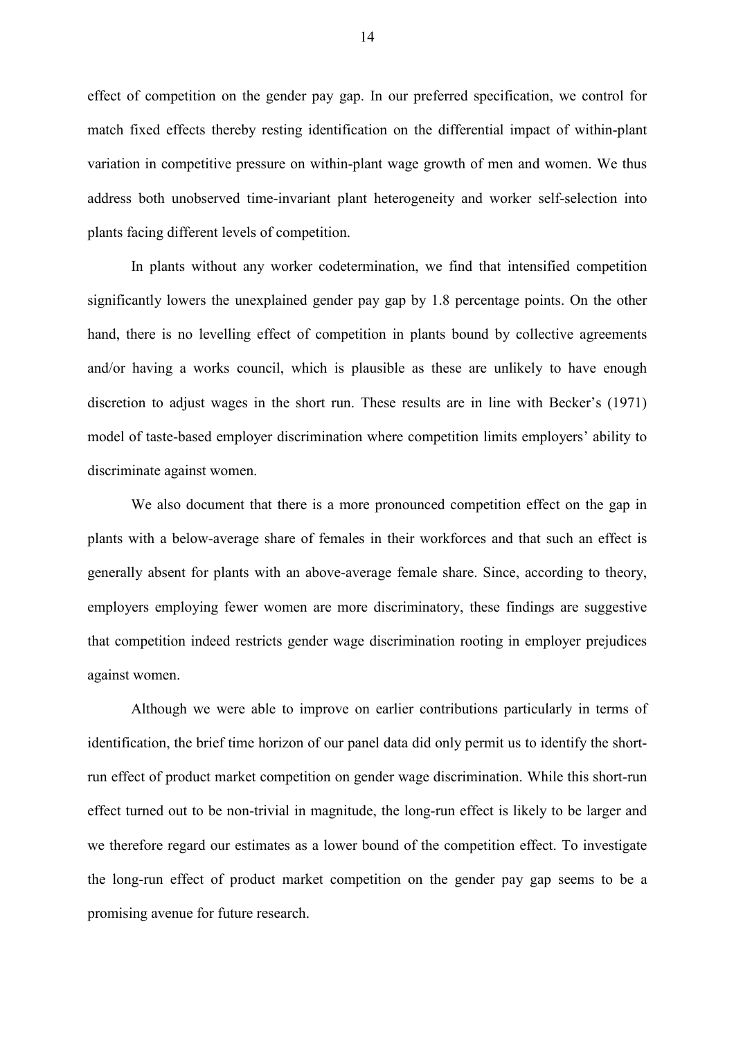effect of competition on the gender pay gap. In our preferred specification, we control for match fixed effects thereby resting identification on the differential impact of within-plant variation in competitive pressure on within-plant wage growth of men and women. We thus address both unobserved time-invariant plant heterogeneity and worker self-selection into plants facing different levels of competition.

In plants without any worker codetermination, we find that intensified competition significantly lowers the unexplained gender pay gap by 1.8 percentage points. On the other hand, there is no levelling effect of competition in plants bound by collective agreements and/or having a works council, which is plausible as these are unlikely to have enough discretion to adjust wages in the short run. These results are in line with Becker's (1971) model of taste-based employer discrimination where competition limits employers' ability to discriminate against women.

We also document that there is a more pronounced competition effect on the gap in plants with a below-average share of females in their workforces and that such an effect is generally absent for plants with an above-average female share. Since, according to theory, employers employing fewer women are more discriminatory, these findings are suggestive that competition indeed restricts gender wage discrimination rooting in employer prejudices against women.

Although we were able to improve on earlier contributions particularly in terms of identification, the brief time horizon of our panel data did only permit us to identify the short-run effect of product market competition on gender wage discrimination. While this short-run effect turned out to be non-trivial in magnitude, the long-run effect is likely to be larger and we therefore regard our estimates as a lower bound of the competition effect. To investigate the long-run effect of product market competition on the gender pay gap seems to be a promising avenue for future research.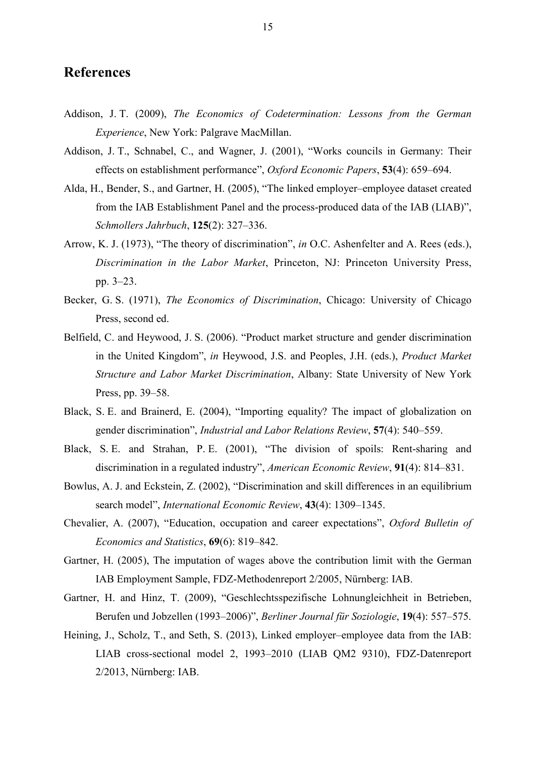## References

Addison, J. T. (2009), *The Economics of Codetermination: Lessons from the German Experience*, New York: Palgrave MacMillan.

Addison, J. T., Schnabel, C., and Wagner, J. (2001), "Works councils in Germany: Their effects on establishment performance", *Oxford Economic Papers*, **53**(4): 659–694.

Alda, H., Bender, S., and Gartner, H. (2005), "The linked employer–employee dataset created from the IAB Establishment Panel and the process-produced data of the IAB (LIAB)", *Schmollers Jahrbuch*, **125**(2): 327–336.

Arrow, K. J. (1973), "The theory of discrimination", *in* O.C. Ashenfelter and A. Rees (eds.), *Discrimination in the Labor Market*, Princeton, NJ: Princeton University Press, pp. 3–23.

Becker, G. S. (1971), *The Economics of Discrimination*, Chicago: University of Chicago Press, second ed.

Belfield, C. and Heywood, J. S. (2006). "Product market structure and gender discrimination in the United Kingdom", *in* Heywood, J.S. and Peoples, J.H. (eds.), *Product Market Structure and Labor Market Discrimination*, Albany: State University of New York Press, pp. 39–58.

Black, S. E. and Brainerd, E. (2004), "Importing equality? The impact of globalization on gender discrimination", *Industrial and Labor Relations Review*, **57**(4): 540–559.

Black, S. E. and Strahan, P. E. (2001), "The division of spoils: Rent-sharing and discrimination in a regulated industry", *American Economic Review*, **91**(4): 814–831.

Bowlus, A. J. and Eckstein, Z. (2002), "Discrimination and skill differences in an equilibrium search model", *International Economic Review*, **43**(4): 1309–1345.

Chevalier, A. (2007), "Education, occupation and career expectations", *Oxford Bulletin of Economics and Statistics*, **69**(6): 819–842.

Gartner, H. (2005), The imputation of wages above the contribution limit with the German IAB Employment Sample, FDZ-Methodenreport 2/2005, Nürnberg: IAB.

Gartner, H. and Hinz, T. (2009), "Geschlechtsspezifische Lohnungleichheit in Betrieben, Berufen und Jobzellen (1993–2006)", *Berliner Journal für Soziologie*, **19**(4): 557–575.

Heining, J., Scholz, T., and Seth, S. (2013), Linked employer–employee data from the IAB: LIAB cross-sectional model 2, 1993–2010 (LIAB QM2 9310), FDZ-Datenreport 2/2013, Nürnberg: IAB.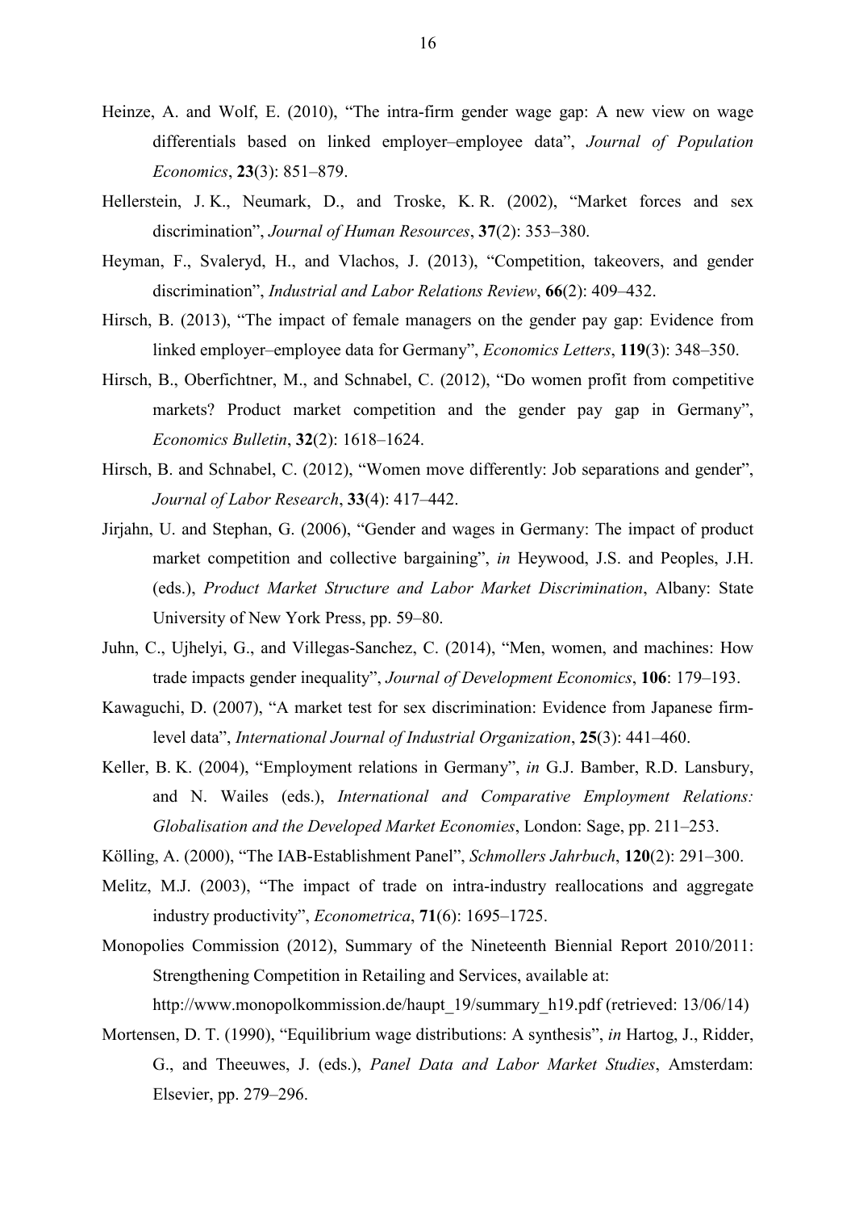Heinze, A. and Wolf, E. (2010), "The intra-firm gender wage gap: A new view on wage differentials based on linked employer–employee data", *Journal of Population Economics*, **23**(3): 851–879.

Hellerstein, J. K., Neumark, D., and Troske, K. R. (2002), "Market forces and sex discrimination", *Journal of Human Resources*, **37**(2): 353–380.

Heyman, F., Svaleryd, H., and Vlachos, J. (2013), "Competition, takeovers, and gender discrimination", *Industrial and Labor Relations Review*, **66**(2): 409–432.

Hirsch, B. (2013), "The impact of female managers on the gender pay gap: Evidence from linked employer–employee data for Germany", *Economics Letters*, **119**(3): 348–350.

Hirsch, B., Oberfichtner, M., and Schnabel, C. (2012), "Do women profit from competitive markets? Product market competition and the gender pay gap in Germany", *Economics Bulletin*, **32**(2): 1618–1624.

Hirsch, B. and Schnabel, C. (2012), "Women move differently: Job separations and gender", *Journal of Labor Research*, **33**(4): 417–442.

Jirjahn, U. and Stephan, G. (2006), "Gender and wages in Germany: The impact of product market competition and collective bargaining", *in* Heywood, J.S. and Peoples, J.H. (eds.), *Product Market Structure and Labor Market Discrimination*, Albany: State University of New York Press, pp. 59–80.

Juhn, C., Ujhelyi, G., and Villegas-Sanchez, C. (2014), "Men, women, and machines: How trade impacts gender inequality", *Journal of Development Economics*, **106**: 179–193.

Kawaguchi, D. (2007), "A market test for sex discrimination: Evidence from Japanese firm-level data", *International Journal of Industrial Organization*, **25**(3): 441–460.

Keller, B. K. (2004), "Employment relations in Germany", *in* G.J. Bamber, R.D. Lansbury, and N. Wailes (eds.), *International and Comparative Employment Relations: Globalisation and the Developed Market Economies*, London: Sage, pp. 211–253.

Kölling, A. (2000), "The IAB-Establishment Panel", *Schmollers Jahrbuch*, **120**(2): 291–300.

Melitz, M.J. (2003), "The impact of trade on intra-industry reallocations and aggregate industry productivity", *Econometrica*, **71**(6): 1695–1725.

Monopolies Commission (2012), Summary of the Nineteenth Biennial Report 2010/2011: Strengthening Competition in Retailing and Services, available at: http://www.monopolkommission.de/haupt_19/summary_h19.pdf (retrieved: 13/06/14)

Mortensen, D. T. (1990), "Equilibrium wage distributions: A synthesis", *in* Hartog, J., Ridder, G., and Theeuwes, J. (eds.), *Panel Data and Labor Market Studies*, Amsterdam: Elsevier, pp. 279–296.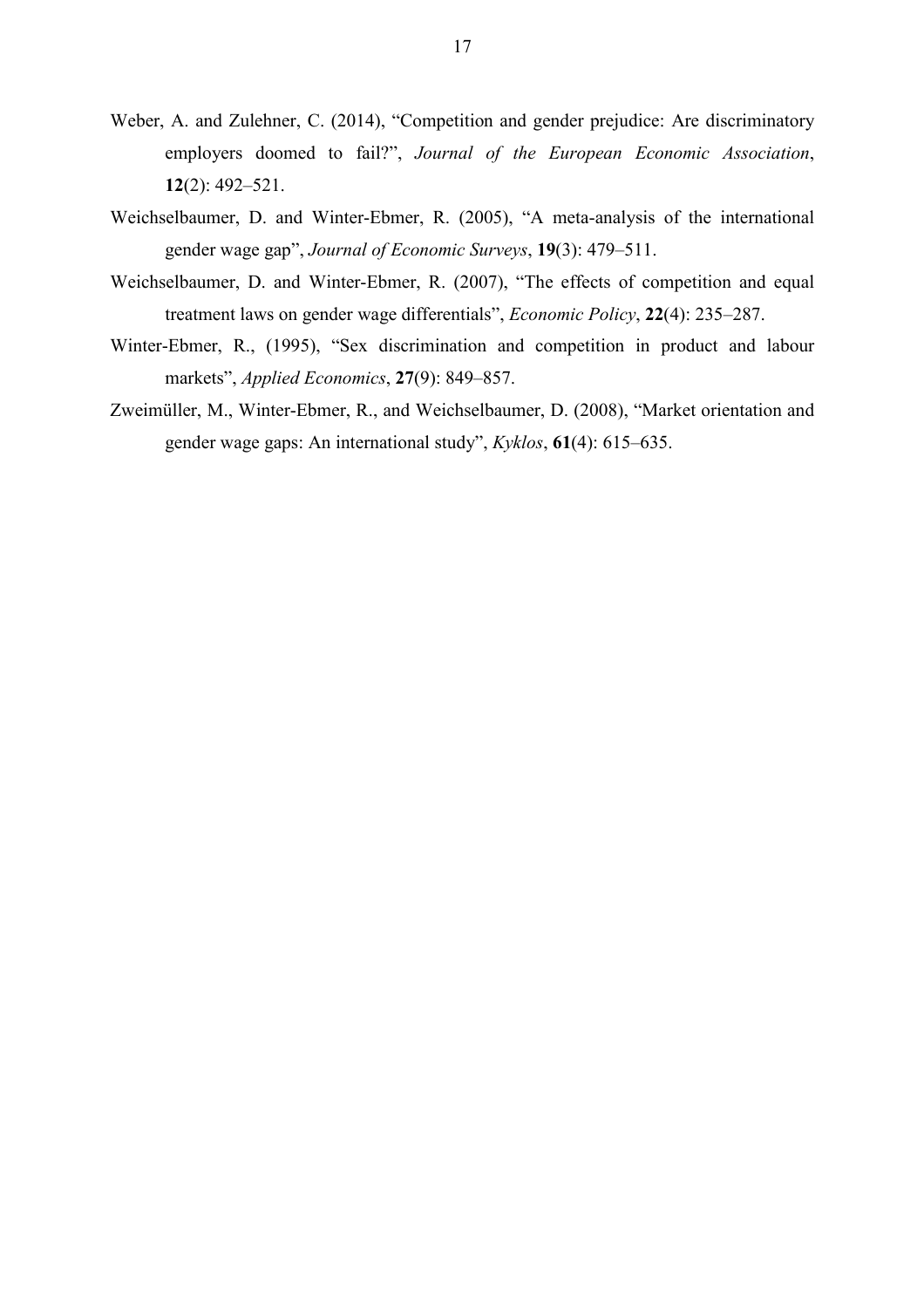Weber, A. and Zulehner, C. (2014), "Competition and gender prejudice: Are discriminatory employers doomed to fail?", *Journal of the European Economic Association*, **12**(2): 492–521.

Weichselbaumer, D. and Winter-Ebmer, R. (2005), "A meta-analysis of the international gender wage gap", *Journal of Economic Surveys*, **19**(3): 479–511.

Weichselbaumer, D. and Winter-Ebmer, R. (2007), "The effects of competition and equal treatment laws on gender wage differentials", *Economic Policy*, **22**(4): 235–287.

Winter-Ebmer, R., (1995), "Sex discrimination and competition in product and labour markets", *Applied Economics*, **27**(9): 849–857.

Zweimüller, M., Winter-Ebmer, R., and Weichselbaumer, D. (2008), "Market orientation and gender wage gaps: An international study", *Kyklos*, **61**(4): 615–635.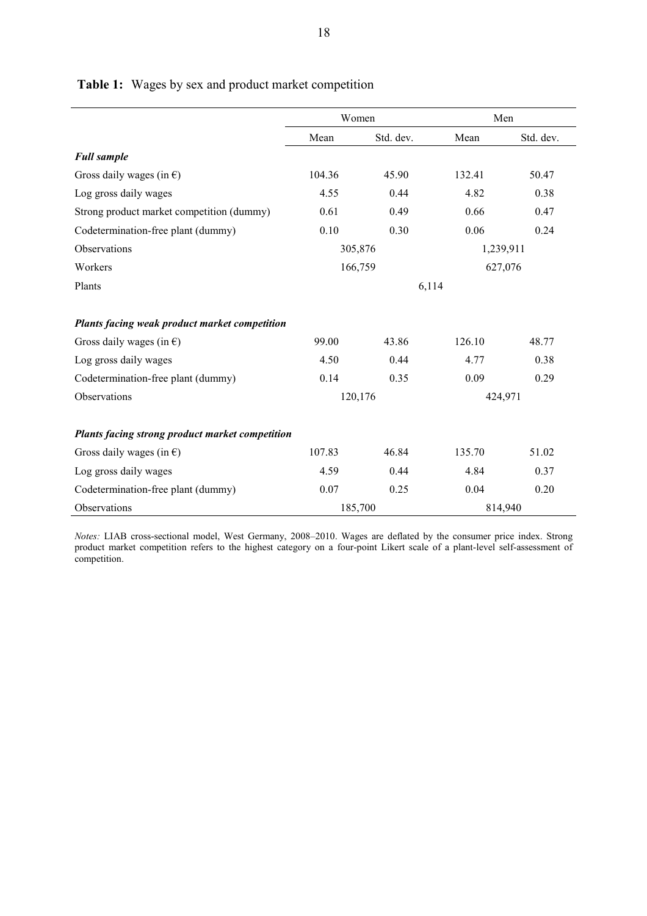**Table 1:** Wages by sex and product market competition

| | Women | | Men | |
|---|---|---|---|---|
| | Mean | Std. dev. | Mean | Std. dev. |
| ***Full sample*** | | | | |
| Gross daily wages (in €) | 104.36 | 45.90 | 132.41 | 50.47 |
| Log gross daily wages | 4.55 | 0.44 | 4.82 | 0.38 |
| Strong product market competition (dummy) | 0.61 | 0.49 | 0.66 | 0.47 |
| Codetermination-free plant (dummy) | 0.10 | 0.30 | 0.06 | 0.24 |
| Observations | 305,876 | | 1,239,911 | |
| Workers | 166,759 | | 627,076 | |
| Plants | 6,114 | | | |
| ***Plants facing weak product market competition*** | | | | |
| Gross daily wages (in €) | 99.00 | 43.86 | 126.10 | 48.77 |
| Log gross daily wages | 4.50 | 0.44 | 4.77 | 0.38 |
| Codetermination-free plant (dummy) | 0.14 | 0.35 | 0.09 | 0.29 |
| Observations | 120,176 | | 424,971 | |
| ***Plants facing strong product market competition*** | | | | |
| Gross daily wages (in €) | 107.83 | 46.84 | 135.70 | 51.02 |
| Log gross daily wages | 4.59 | 0.44 | 4.84 | 0.37 |
| Codetermination-free plant (dummy) | 0.07 | 0.25 | 0.04 | 0.20 |
| Observations | 185,700 | | 814,940 | |

*Notes:* LIAB cross-sectional model, West Germany, 2008–2010. Wages are deflated by the consumer price index. Strong product market competition refers to the highest category on a four-point Likert scale of a plant-level self-assessment of competition.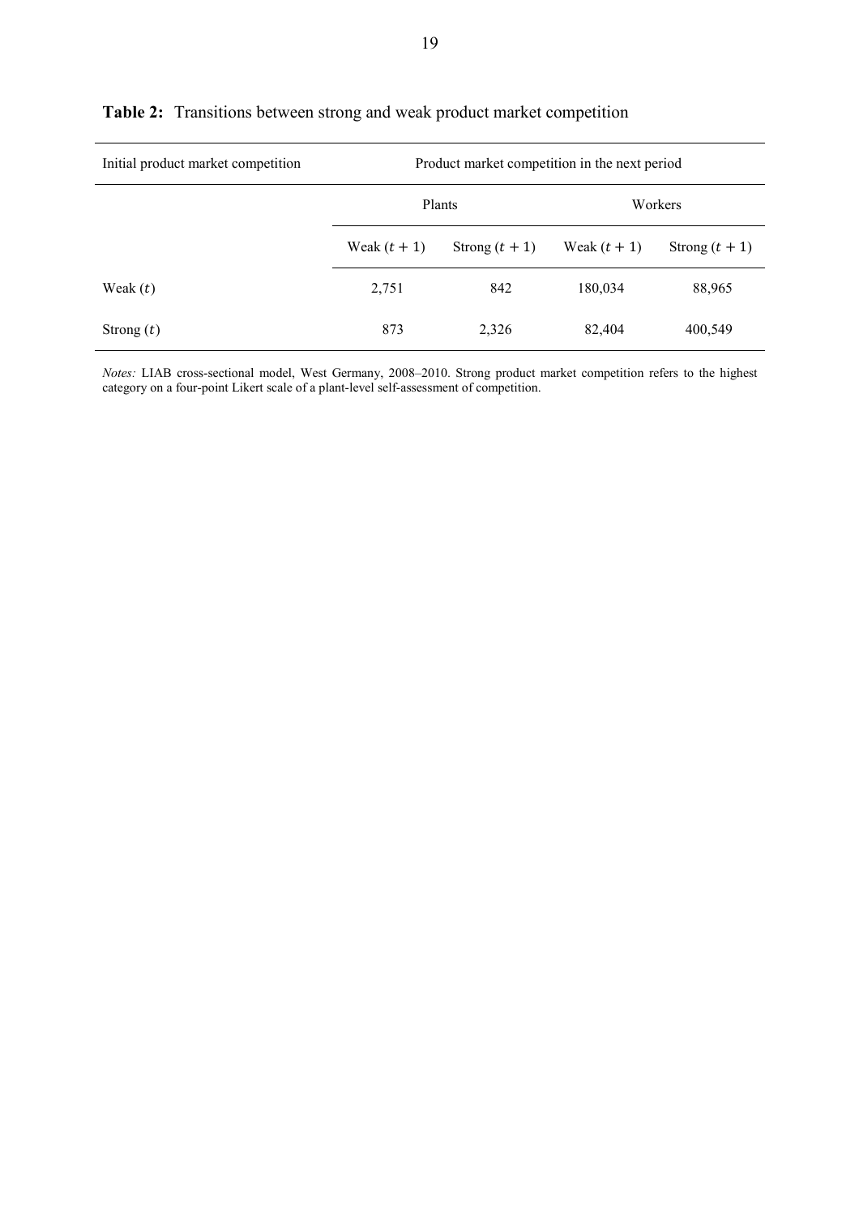**Table 2:** Transitions between strong and weak product market competition

| Initial product market competition | Product market competition in the next period | | | |
|---|---|---|---|---|
| | Plants | | Workers | |
| | Weak $(t + 1)$ | Strong $(t + 1)$ | Weak $(t + 1)$ | Strong $(t + 1)$ |
| Weak $(t)$ | 2,751 | 842 | 180,034 | 88,965 |
| Strong $(t)$ | 873 | 2,326 | 82,404 | 400,549 |

*Notes:* LIAB cross-sectional model, West Germany, 2008–2010. Strong product market competition refers to the highest category on a four-point Likert scale of a plant-level self-assessment of competition.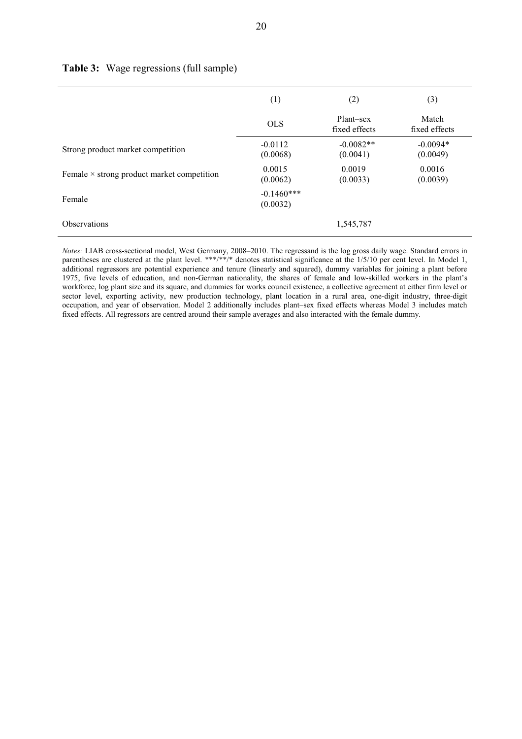**Table 3:** Wage regressions (full sample)

| | (1) | (2) | (3) |
|---|---|---|---|
| | OLS | Plant–sex fixed effects | Match fixed effects |
| Strong product market competition | -0.0112<br>(0.0068) | -0.0082**<br>(0.0041) | -0.0094*<br>(0.0049) |
| Female × strong product market competition | 0.0015<br>(0.0062) | 0.0019<br>(0.0033) | 0.0016<br>(0.0039) |
| Female | -0.1460***<br>(0.0032) | | |
| Observations | | 1,545,787 | |

*Notes:* LIAB cross-sectional model, West Germany, 2008–2010. The regressand is the log gross daily wage. Standard errors in parentheses are clustered at the plant level. ***/**/* denotes statistical significance at the 1/5/10 per cent level. In Model 1, additional regressors are potential experience and tenure (linearly and squared), dummy variables for joining a plant before 1975, five levels of education, and non-German nationality, the shares of female and low-skilled workers in the plant's workforce, log plant size and its square, and dummies for works council existence, a collective agreement at either firm level or sector level, exporting activity, new production technology, plant location in a rural area, one-digit industry, three-digit occupation, and year of observation. Model 2 additionally includes plant–sex fixed effects whereas Model 3 includes match fixed effects. All regressors are centred around their sample averages and also interacted with the female dummy.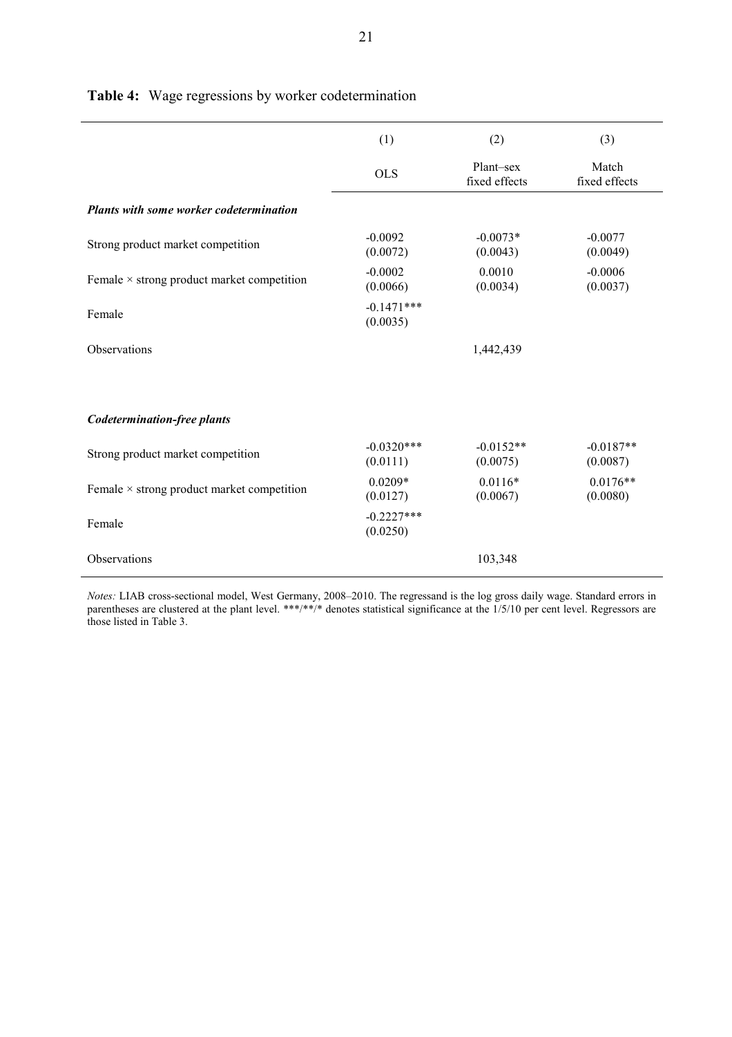**Table 4:** Wage regressions by worker codetermination

| | (1) | (2) | (3) |
|---|---|---|---|
| | OLS | Plant–sex fixed effects | Match fixed effects |
| ***Plants with some worker codetermination*** | | | |
| Strong product market competition | -0.0092<br>(0.0072) | -0.0073*<br>(0.0043) | -0.0077<br>(0.0049) |
| Female × strong product market competition | -0.0002<br>(0.0066) | 0.0010<br>(0.0034) | -0.0006<br>(0.0037) |
| Female | -0.1471***<br>(0.0035) | | |
| Observations | | 1,442,439 | |
| ***Codetermination-free plants*** | | | |
| Strong product market competition | -0.0320***<br>(0.0111) | -0.0152**<br>(0.0075) | -0.0187**<br>(0.0087) |
| Female × strong product market competition | 0.0209*<br>(0.0127) | 0.0116*<br>(0.0067) | 0.0176**<br>(0.0080) |
| Female | -0.2227***<br>(0.0250) | | |
| Observations | | 103,348 | |

*Notes:* LIAB cross-sectional model, West Germany, 2008–2010. The regressand is the log gross daily wage. Standard errors in parentheses are clustered at the plant level. ***/**/* denotes statistical significance at the 1/5/10 per cent level. Regressors are those listed in Table 3.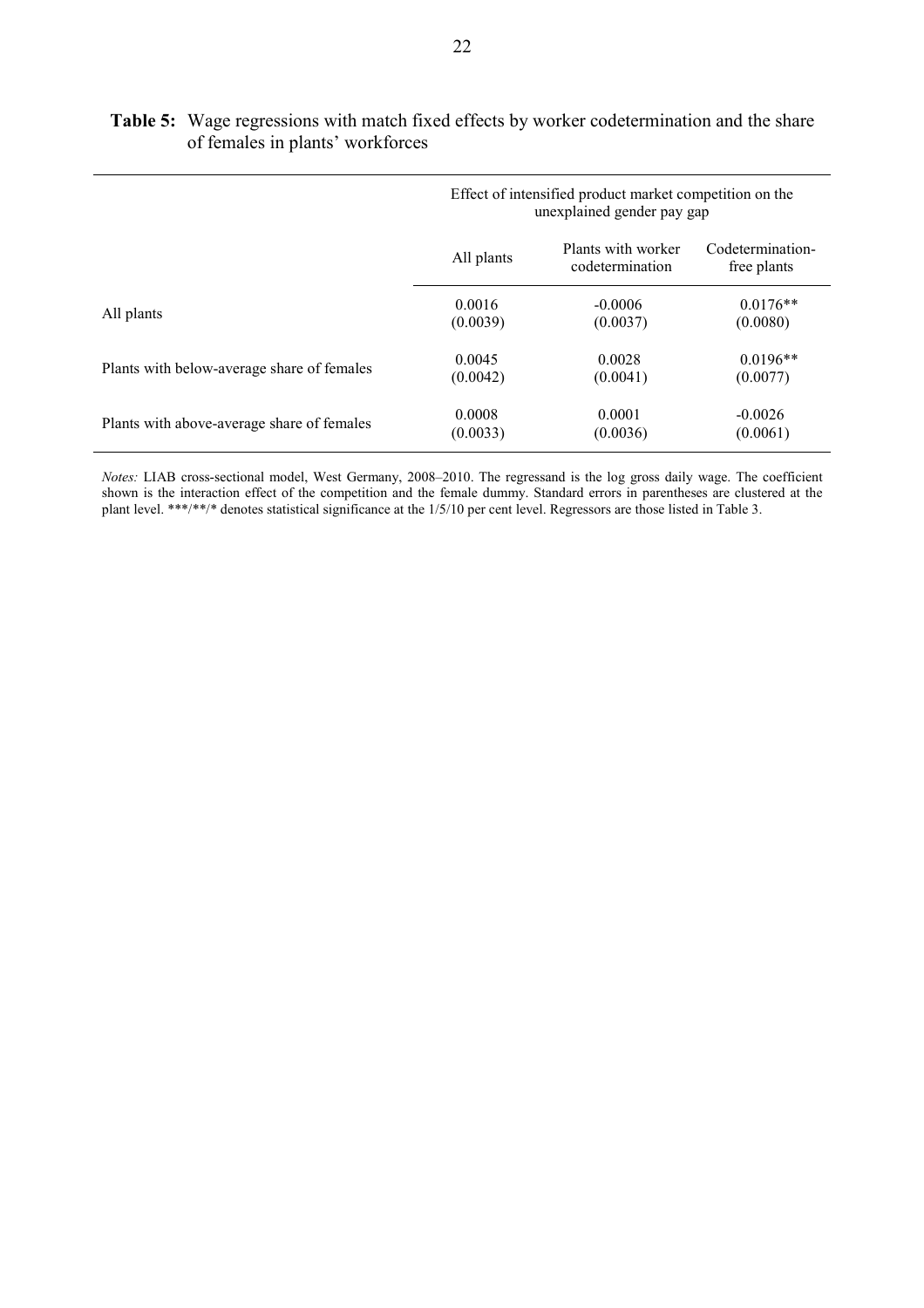**Table 5:** Wage regressions with match fixed effects by worker codetermination and the share of females in plants' workforces

| | Effect of intensified product market competition on the unexplained gender pay gap | | |
|---|---|---|---|
| | All plants | Plants with worker codetermination | Codetermination-free plants |
| All plants | 0.0016<br>(0.0039) | -0.0006<br>(0.0037) | 0.0176**<br>(0.0080) |
| Plants with below-average share of females | 0.0045<br>(0.0042) | 0.0028<br>(0.0041) | 0.0196**<br>(0.0077) |
| Plants with above-average share of females | 0.0008<br>(0.0033) | 0.0001<br>(0.0036) | -0.0026<br>(0.0061) |

*Notes:* LIAB cross-sectional model, West Germany, 2008–2010. The regressand is the log gross daily wage. The coefficient shown is the interaction effect of the competition and the female dummy. Standard errors in parentheses are clustered at the plant level. ***/**/* denotes statistical significance at the 1/5/10 per cent level. Regressors are those listed in Table 3.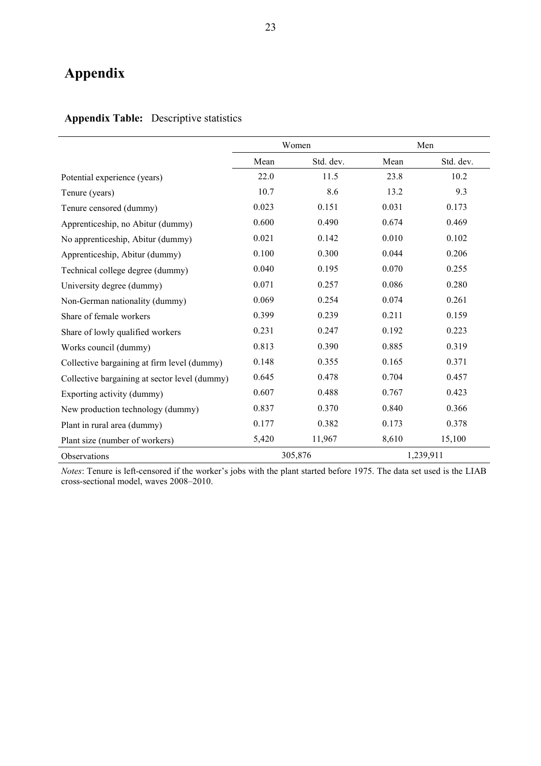# Appendix

**Appendix Table:** Descriptive statistics

| | Women | | Men | |
|---|---|---|---|---|
| | Mean | Std. dev. | Mean | Std. dev. |
| Potential experience (years) | 22.0 | 11.5 | 23.8 | 10.2 |
| Tenure (years) | 10.7 | 8.6 | 13.2 | 9.3 |
| Tenure censored (dummy) | 0.023 | 0.151 | 0.031 | 0.173 |
| Apprenticeship, no Abitur (dummy) | 0.600 | 0.490 | 0.674 | 0.469 |
| No apprenticeship, Abitur (dummy) | 0.021 | 0.142 | 0.010 | 0.102 |
| Apprenticeship, Abitur (dummy) | 0.100 | 0.300 | 0.044 | 0.206 |
| Technical college degree (dummy) | 0.040 | 0.195 | 0.070 | 0.255 |
| University degree (dummy) | 0.071 | 0.257 | 0.086 | 0.280 |
| Non-German nationality (dummy) | 0.069 | 0.254 | 0.074 | 0.261 |
| Share of female workers | 0.399 | 0.239 | 0.211 | 0.159 |
| Share of lowly qualified workers | 0.231 | 0.247 | 0.192 | 0.223 |
| Works council (dummy) | 0.813 | 0.390 | 0.885 | 0.319 |
| Collective bargaining at firm level (dummy) | 0.148 | 0.355 | 0.165 | 0.371 |
| Collective bargaining at sector level (dummy) | 0.645 | 0.478 | 0.704 | 0.457 |
| Exporting activity (dummy) | 0.607 | 0.488 | 0.767 | 0.423 |
| New production technology (dummy) | 0.837 | 0.370 | 0.840 | 0.366 |
| Plant in rural area (dummy) | 0.177 | 0.382 | 0.173 | 0.378 |
| Plant size (number of workers) | 5,420 | 11,967 | 8,610 | 15,100 |
| Observations | 305,876 | | 1,239,911 | |

*Notes*: Tenure is left-censored if the worker's jobs with the plant started before 1975. The data set used is the LIAB cross-sectional model, waves 2008–2010.